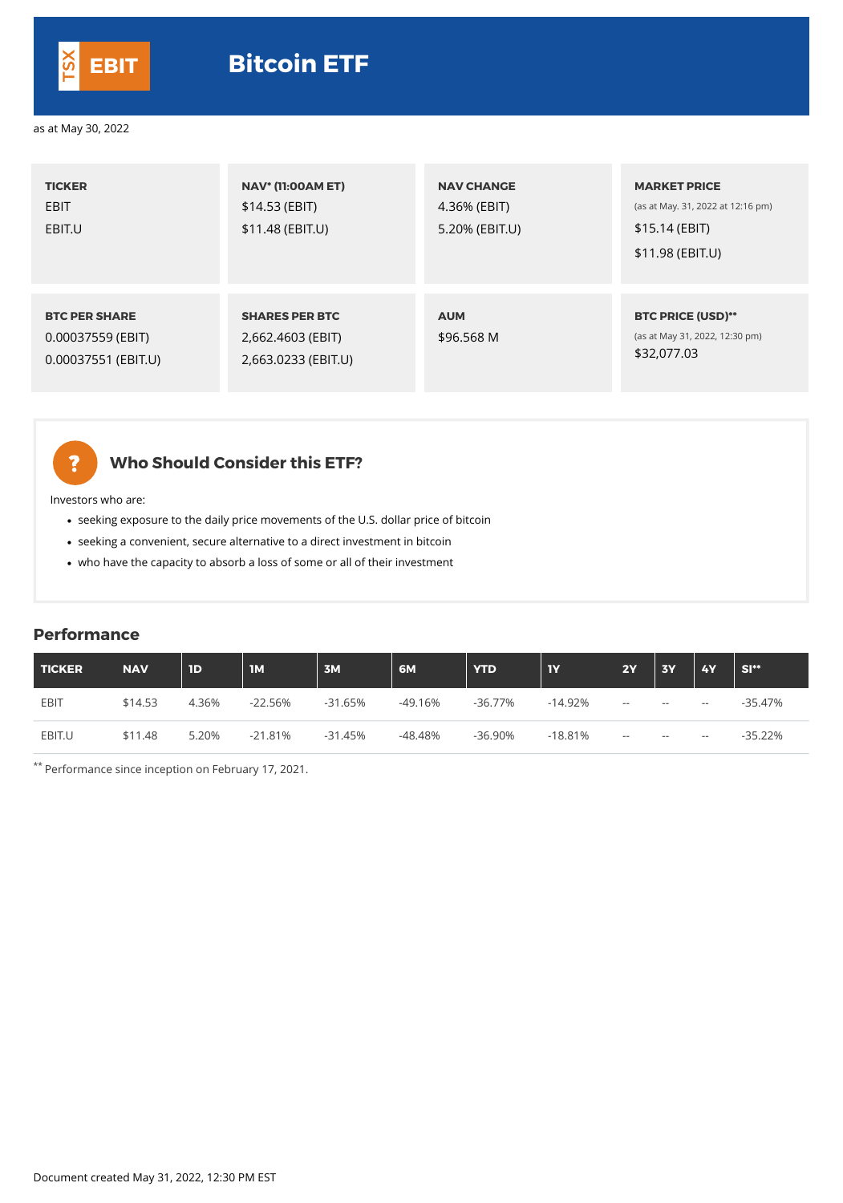# TSX EBIT Bitcoin ETF

as at May 30, 2022

| TICKER | NAV* (11:00AM ET) | NAV CHANGE | MARKET PRICE (as at May. 31, 2022 at 12:16 pm) |
|---|---|---|---|
| EBIT<br>EBIT.U | $14.53 (EBIT)<br>$11.48 (EBIT.U) | 4.36% (EBIT)<br>5.20% (EBIT.U) | $15.14 (EBIT)<br>$11.98 (EBIT.U) |

| BTC PER SHARE | SHARES PER BTC | AUM | BTC PRICE (USD)** (as at May 31, 2022, 12:30 pm) |
|---|---|---|---|
| 0.00037559 (EBIT)<br>0.00037551 (EBIT.U) | 2,662.4603 (EBIT)<br>2,663.0233 (EBIT.U) | $96.568 M | $32,077.03 |

## Who Should Consider this ETF?

Investors who are:

- seeking exposure to the daily price movements of the U.S. dollar price of bitcoin
- seeking a convenient, secure alternative to a direct investment in bitcoin
- who have the capacity to absorb a loss of some or all of their investment

## Performance

| TICKER | NAV | 1D | 1M | 3M | 6M | YTD | 1Y | 2Y | 3Y | 4Y | SI** |
|---|---|---|---|---|---|---|---|---|---|---|---|
| EBIT | $14.53 | 4.36% | -22.56% | -31.65% | -49.16% | -36.77% | -14.92% | -- | -- | -- | -35.47% |
| EBIT.U | $11.48 | 5.20% | -21.81% | -31.45% | -48.48% | -36.90% | -18.81% | -- | -- | -- | -35.22% |

** Performance since inception on February 17, 2021.

Document created May 31, 2022, 12:30 PM EST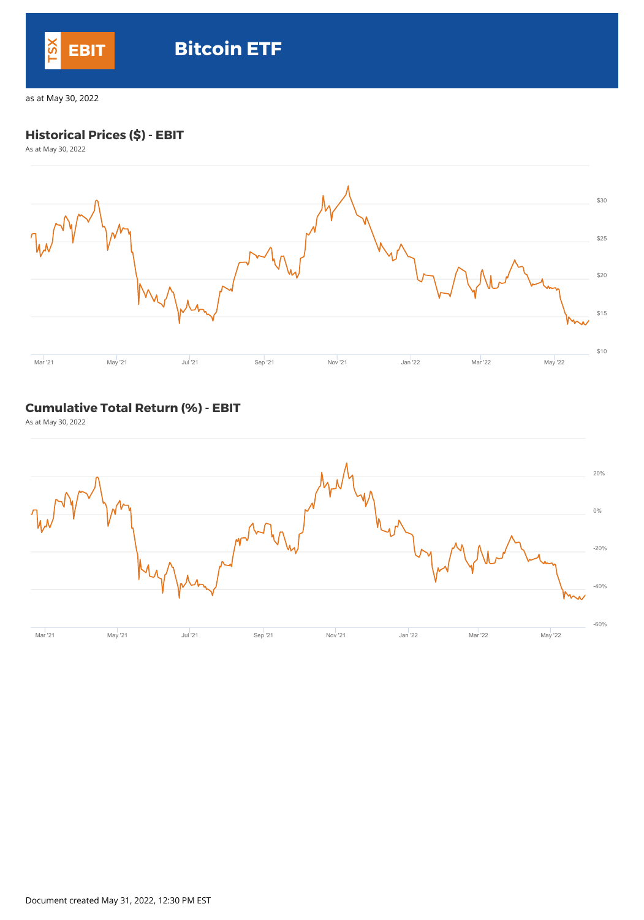TSX **EBIT**

# Bitcoin ETF

as at May 30, 2022

## Historical Prices ($) - EBIT

As at May 30, 2022

## Cumulative Total Return (%) - EBIT

As at May 30, 2022

Document created May 31, 2022, 12:30 PM EST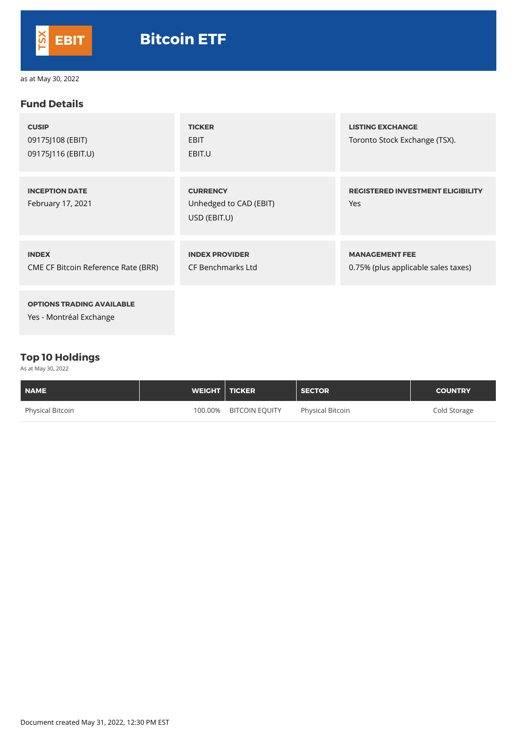# Bitcoin ETF

TSX EBIT

as at May 30, 2022

## Fund Details

**CUSIP**
09175J108 (EBIT)
09175J116 (EBIT.U)

**TICKER**
EBIT
EBIT.U

**LISTING EXCHANGE**
Toronto Stock Exchange (TSX).

**INCEPTION DATE**
February 17, 2021

**CURRENCY**
Unhedged to CAD (EBIT)
USD (EBIT.U)

**REGISTERED INVESTMENT ELIGIBILITY**
Yes

**INDEX**
CME CF Bitcoin Reference Rate (BRR)

**INDEX PROVIDER**
CF Benchmarks Ltd

**MANAGEMENT FEE**
0.75% (plus applicable sales taxes)

**OPTIONS TRADING AVAILABLE**
Yes - Montréal Exchange

## Top 10 Holdings

As at May 30, 2022

| NAME | WEIGHT | TICKER | SECTOR | COUNTRY |
|---|---|---|---|---|
| Physical Bitcoin | 100.00% | BITCOIN EQUITY | Physical Bitcoin | Cold Storage |

Document created May 31, 2022, 12:30 PM EST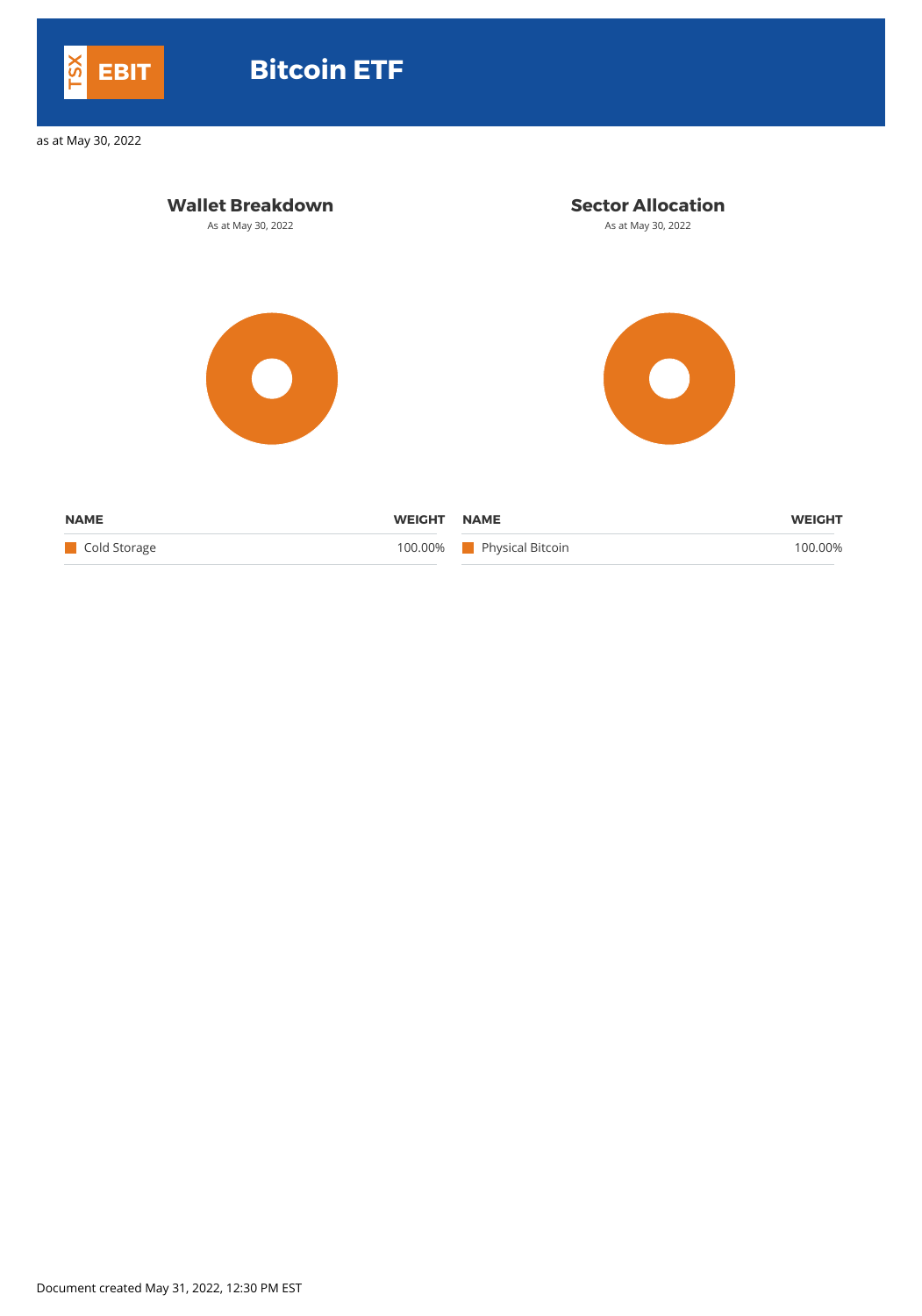TSX **EBIT**

# Bitcoin ETF

as at May 30, 2022

## Wallet Breakdown

As at May 30, 2022

| NAME | WEIGHT |
|---|---|
| Cold Storage | 100.00% |

## Sector Allocation

As at May 30, 2022

| NAME | WEIGHT |
|---|---|
| Physical Bitcoin | 100.00% |

Document created May 31, 2022, 12:30 PM EST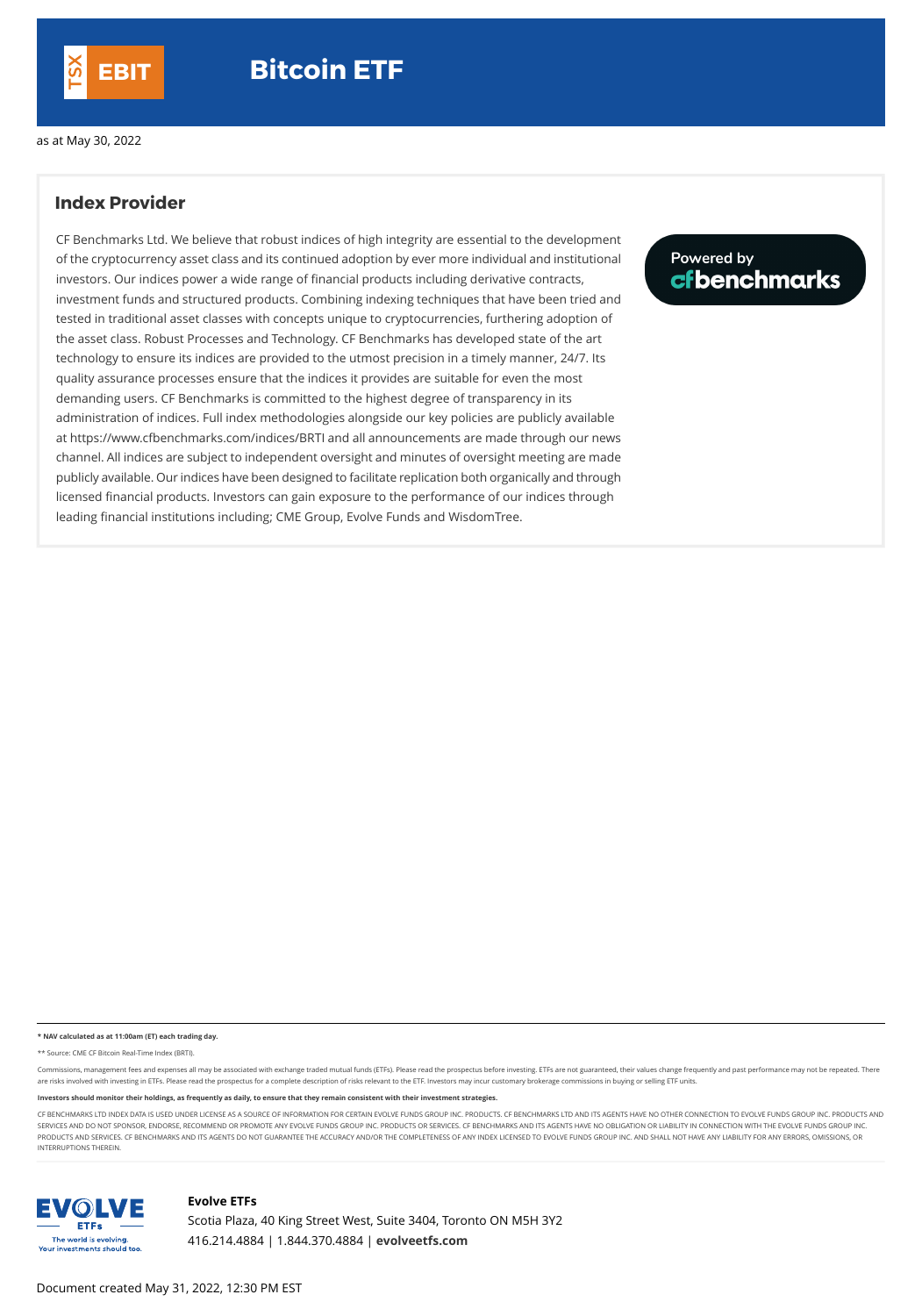# Bitcoin ETF

TSX EBIT

as at May 30, 2022

## Index Provider

CF Benchmarks Ltd. We believe that robust indices of high integrity are essential to the development of the cryptocurrency asset class and its continued adoption by ever more individual and institutional investors. Our indices power a wide range of financial products including derivative contracts, investment funds and structured products. Combining indexing techniques that have been tried and tested in traditional asset classes with concepts unique to cryptocurrencies, furthering adoption of the asset class. Robust Processes and Technology. CF Benchmarks has developed state of the art technology to ensure its indices are provided to the utmost precision in a timely manner, 24/7. Its quality assurance processes ensure that the indices it provides are suitable for even the most demanding users. CF Benchmarks is committed to the highest degree of transparency in its administration of indices. Full index methodologies alongside our key policies are publicly available at https://www.cfbenchmarks.com/indices/BRTI and all announcements are made through our news channel. All indices are subject to independent oversight and minutes of oversight meeting are made publicly available. Our indices have been designed to facilitate replication both organically and through licensed financial products. Investors can gain exposure to the performance of our indices through leading financial institutions including; CME Group, Evolve Funds and WisdomTree.

Powered by cfbenchmarks

**\* NAV calculated as at 11:00am (ET) each trading day.**

** Source: CME CF Bitcoin Real-Time Index (BRTI).

Commissions, management fees and expenses all may be associated with exchange traded mutual funds (ETFs). Please read the prospectus before investing. ETFs are not guaranteed, their values change frequently and past performance may not be repeated. There are risks involved with investing in ETFs. Please read the prospectus for a complete description of risks relevant to the ETF. Investors may incur customary brokerage commissions in buying or selling ETF units.

**Investors should monitor their holdings, as frequently as daily, to ensure that they remain consistent with their investment strategies.**

CF BENCHMARKS LTD INDEX DATA IS USED UNDER LICENSE AS A SOURCE OF INFORMATION FOR CERTAIN EVOLVE FUNDS GROUP INC. PRODUCTS. CF BENCHMARKS LTD AND ITS AGENTS HAVE NO OTHER CONNECTION TO EVOLVE FUNDS GROUP INC. PRODUCTS AND SERVICES AND DO NOT SPONSOR, ENDORSE, RECOMMEND OR PROMOTE ANY EVOLVE FUNDS GROUP INC. PRODUCTS OR SERVICES. CF BENCHMARKS AND ITS AGENTS HAVE NO OBLIGATION OR LIABILITY IN CONNECTION WITH THE EVOLVE FUNDS GROUP INC. PRODUCTS AND SERVICES. CF BENCHMARKS AND ITS AGENTS DO NOT GUARANTEE THE ACCURACY AND/OR THE COMPLETENESS OF ANY INDEX LICENSED TO EVOLVE FUNDS GROUP INC. AND SHALL NOT HAVE ANY LIABILITY FOR ANY ERRORS, OMISSIONS, OR INTERRUPTIONS THEREIN.

EVOLVE ETFs
The world is evolving. Your investments should too.

**Evolve ETFs**
Scotia Plaza, 40 King Street West, Suite 3404, Toronto ON M5H 3Y2
416.214.4884 | 1.844.370.4884 | **evolveetfs.com**

Document created May 31, 2022, 12:30 PM EST